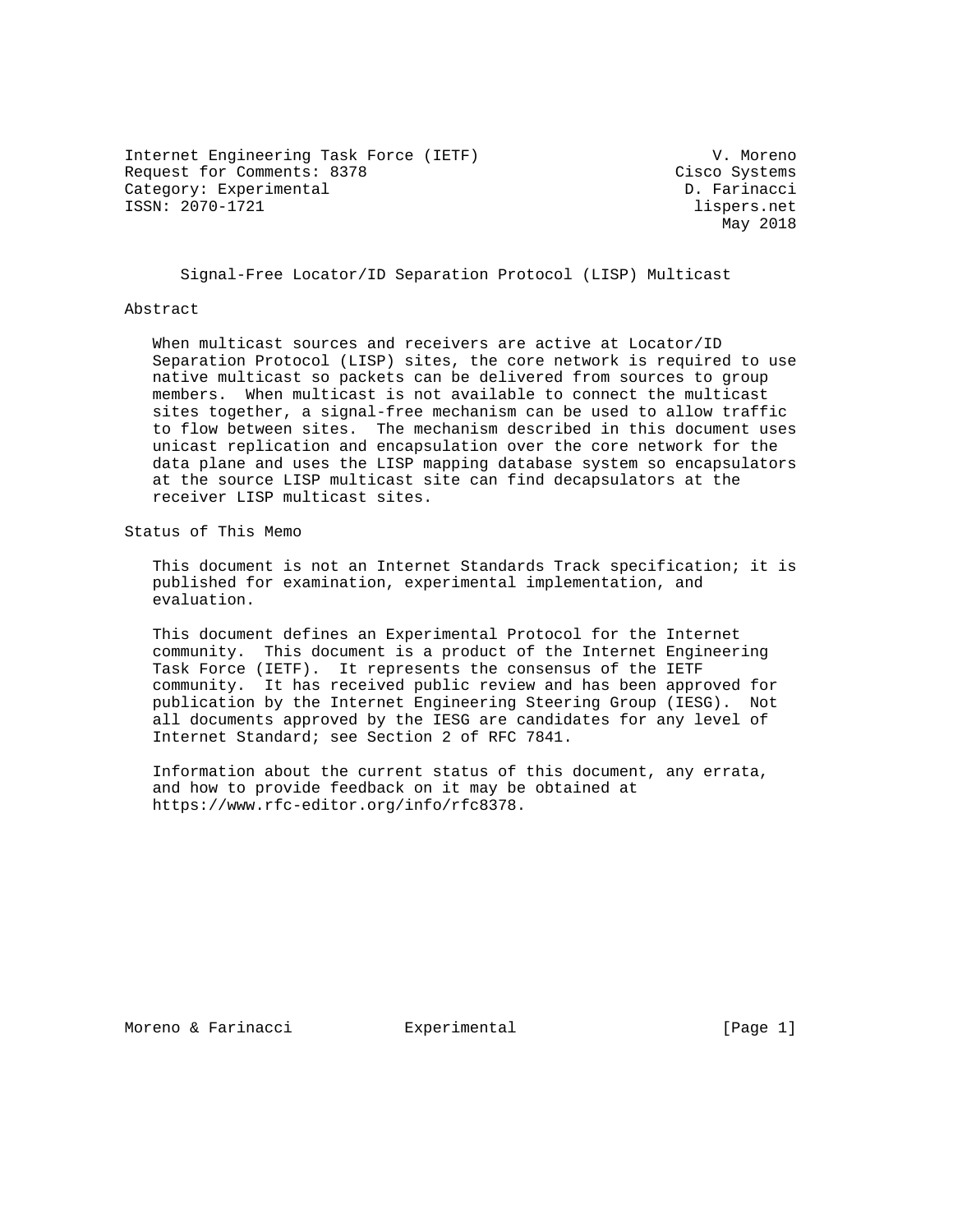Internet Engineering Task Force (IETF)  
Request for Comments: 8378  
Category: Experimental  
ISSN: 2070-1721

V. Moreno  
Cisco Systems  
D. Farinacci  
lispers.net  
May 2018

# Signal-Free Locator/ID Separation Protocol (LISP) Multicast

## Abstract

When multicast sources and receivers are active at Locator/ID Separation Protocol (LISP) sites, the core network is required to use native multicast so packets can be delivered from sources to group members. When multicast is not available to connect the multicast sites together, a signal-free mechanism can be used to allow traffic to flow between sites. The mechanism described in this document uses unicast replication and encapsulation over the core network for the data plane and uses the LISP mapping database system so encapsulators at the source LISP multicast site can find decapsulators at the receiver LISP multicast sites.

## Status of This Memo

This document is not an Internet Standards Track specification; it is published for examination, experimental implementation, and evaluation.

This document defines an Experimental Protocol for the Internet community. This document is a product of the Internet Engineering Task Force (IETF). It represents the consensus of the IETF community. It has received public review and has been approved for publication by the Internet Engineering Steering Group (IESG). Not all documents approved by the IESG are candidates for any level of Internet Standard; see Section 2 of RFC 7841.

Information about the current status of this document, any errata, and how to provide feedback on it may be obtained at https://www.rfc-editor.org/info/rfc8378.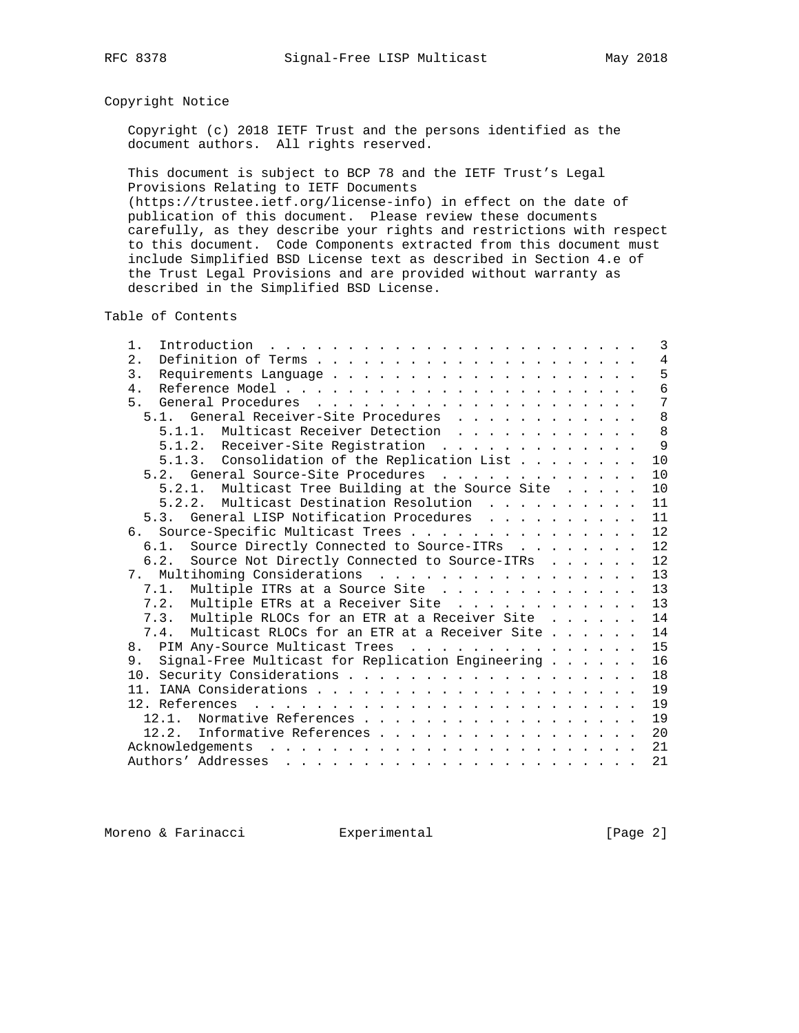## Copyright Notice

Copyright (c) 2018 IETF Trust and the persons identified as the document authors. All rights reserved.

This document is subject to BCP 78 and the IETF Trust's Legal Provisions Relating to IETF Documents (https://trustee.ietf.org/license-info) in effect on the date of publication of this document. Please review these documents carefully, as they describe your rights and restrictions with respect to this document. Code Components extracted from this document must include Simplified BSD License text as described in Section 4.e of the Trust Legal Provisions and are provided without warranty as described in the Simplified BSD License.

## Table of Contents

```
   1.  Introduction  . . . . . . . . . . . . . . . . . . . . . . . .   3
   2.  Definition of Terms . . . . . . . . . . . . . . . . . . . . .   4
   3.  Requirements Language . . . . . . . . . . . . . . . . . . . .   5
   4.  Reference Model . . . . . . . . . . . . . . . . . . . . . . .   6
   5.  General Procedures  . . . . . . . . . . . . . . . . . . . . .   7
     5.1.  General Receiver-Site Procedures  . . . . . . . . . . . .   8
       5.1.1.  Multicast Receiver Detection  . . . . . . . . . . . .   8
       5.1.2.  Receiver-Site Registration  . . . . . . . . . . . . .   9
       5.1.3.  Consolidation of the Replication List . . . . . . . .  10
     5.2.  General Source-Site Procedures  . . . . . . . . . . . . .  10
       5.2.1.  Multicast Tree Building at the Source Site  . . . . .  10
       5.2.2.  Multicast Destination Resolution  . . . . . . . . . .  11
     5.3.  General LISP Notification Procedures  . . . . . . . . . .  11
   6.  Source-Specific Multicast Trees . . . . . . . . . . . . . . .  12
     6.1.  Source Directly Connected to Source-ITRs  . . . . . . . .  12
     6.2.  Source Not Directly Connected to Source-ITRs  . . . . . .  12
   7.  Multihoming Considerations  . . . . . . . . . . . . . . . . .  13
     7.1.  Multiple ITRs at a Source Site  . . . . . . . . . . . . .  13
     7.2.  Multiple ETRs at a Receiver Site  . . . . . . . . . . . .  13
     7.3.  Multiple RLOCs for an ETR at a Receiver Site  . . . . . .  14
     7.4.  Multicast RLOCs for an ETR at a Receiver Site . . . . . .  14
   8.  PIM Any-Source Multicast Trees  . . . . . . . . . . . . . . .  15
   9.  Signal-Free Multicast for Replication Engineering . . . . . .  16
   10. Security Considerations . . . . . . . . . . . . . . . . . . .  18
   11. IANA Considerations . . . . . . . . . . . . . . . . . . . . .  19
   12. References  . . . . . . . . . . . . . . . . . . . . . . . . .  19
     12.1.  Normative References . . . . . . . . . . . . . . . . . .  19
     12.2.  Informative References . . . . . . . . . . . . . . . . .  20
   Acknowledgements  . . . . . . . . . . . . . . . . . . . . . . . .  21
   Authors' Addresses  . . . . . . . . . . . . . . . . . . . . . . .  21
```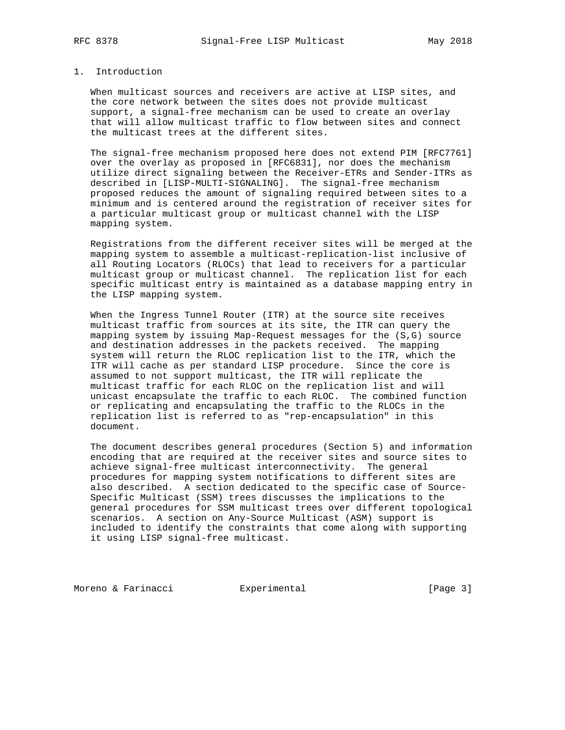# 1. Introduction

When multicast sources and receivers are active at LISP sites, and the core network between the sites does not provide multicast support, a signal-free mechanism can be used to create an overlay that will allow multicast traffic to flow between sites and connect the multicast trees at the different sites.

The signal-free mechanism proposed here does not extend PIM [RFC7761] over the overlay as proposed in [RFC6831], nor does the mechanism utilize direct signaling between the Receiver-ETRs and Sender-ITRs as described in [LISP-MULTI-SIGNALING]. The signal-free mechanism proposed reduces the amount of signaling required between sites to a minimum and is centered around the registration of receiver sites for a particular multicast group or multicast channel with the LISP mapping system.

Registrations from the different receiver sites will be merged at the mapping system to assemble a multicast-replication-list inclusive of all Routing Locators (RLOCs) that lead to receivers for a particular multicast group or multicast channel. The replication list for each specific multicast entry is maintained as a database mapping entry in the LISP mapping system.

When the Ingress Tunnel Router (ITR) at the source site receives multicast traffic from sources at its site, the ITR can query the mapping system by issuing Map-Request messages for the (S,G) source and destination addresses in the packets received. The mapping system will return the RLOC replication list to the ITR, which the ITR will cache as per standard LISP procedure. Since the core is assumed to not support multicast, the ITR will replicate the multicast traffic for each RLOC on the replication list and will unicast encapsulate the traffic to each RLOC. The combined function or replicating and encapsulating the traffic to the RLOCs in the replication list is referred to as "rep-encapsulation" in this document.

The document describes general procedures (Section 5) and information encoding that are required at the receiver sites and source sites to achieve signal-free multicast interconnectivity. The general procedures for mapping system notifications to different sites are also described. A section dedicated to the specific case of Source-Specific Multicast (SSM) trees discusses the implications to the general procedures for SSM multicast trees over different topological scenarios. A section on Any-Source Multicast (ASM) support is included to identify the constraints that come along with supporting it using LISP signal-free multicast.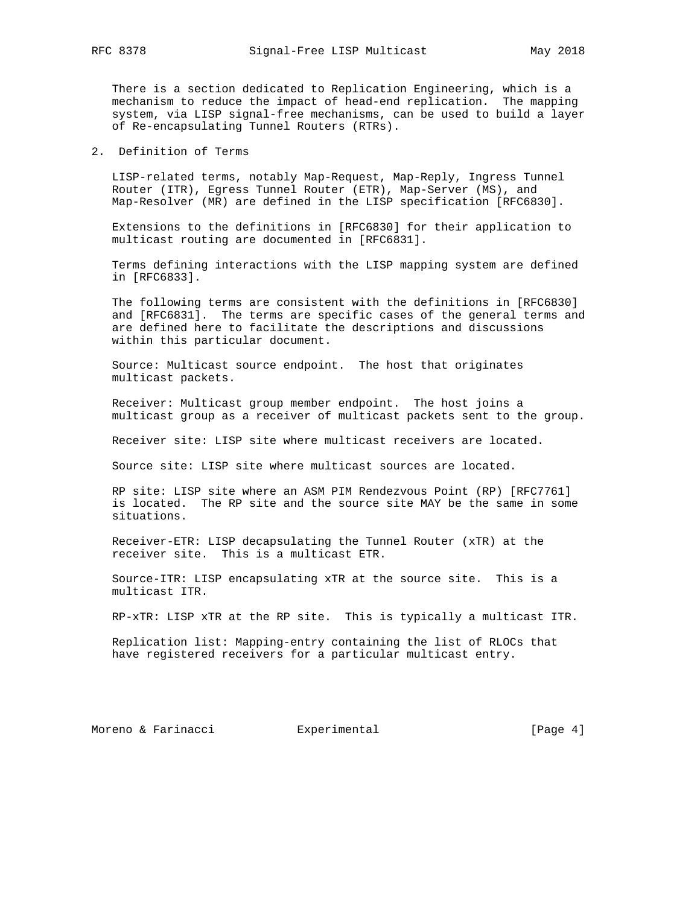There is a section dedicated to Replication Engineering, which is a mechanism to reduce the impact of head-end replication. The mapping system, via LISP signal-free mechanisms, can be used to build a layer of Re-encapsulating Tunnel Routers (RTRs).

## 2. Definition of Terms

LISP-related terms, notably Map-Request, Map-Reply, Ingress Tunnel Router (ITR), Egress Tunnel Router (ETR), Map-Server (MS), and Map-Resolver (MR) are defined in the LISP specification [RFC6830].

Extensions to the definitions in [RFC6830] for their application to multicast routing are documented in [RFC6831].

Terms defining interactions with the LISP mapping system are defined in [RFC6833].

The following terms are consistent with the definitions in [RFC6830] and [RFC6831]. The terms are specific cases of the general terms and are defined here to facilitate the descriptions and discussions within this particular document.

Source: Multicast source endpoint. The host that originates multicast packets.

Receiver: Multicast group member endpoint. The host joins a multicast group as a receiver of multicast packets sent to the group.

Receiver site: LISP site where multicast receivers are located.

Source site: LISP site where multicast sources are located.

RP site: LISP site where an ASM PIM Rendezvous Point (RP) [RFC7761] is located. The RP site and the source site MAY be the same in some situations.

Receiver-ETR: LISP decapsulating the Tunnel Router (xTR) at the receiver site. This is a multicast ETR.

Source-ITR: LISP encapsulating xTR at the source site. This is a multicast ITR.

RP-xTR: LISP xTR at the RP site. This is typically a multicast ITR.

Replication list: Mapping-entry containing the list of RLOCs that have registered receivers for a particular multicast entry.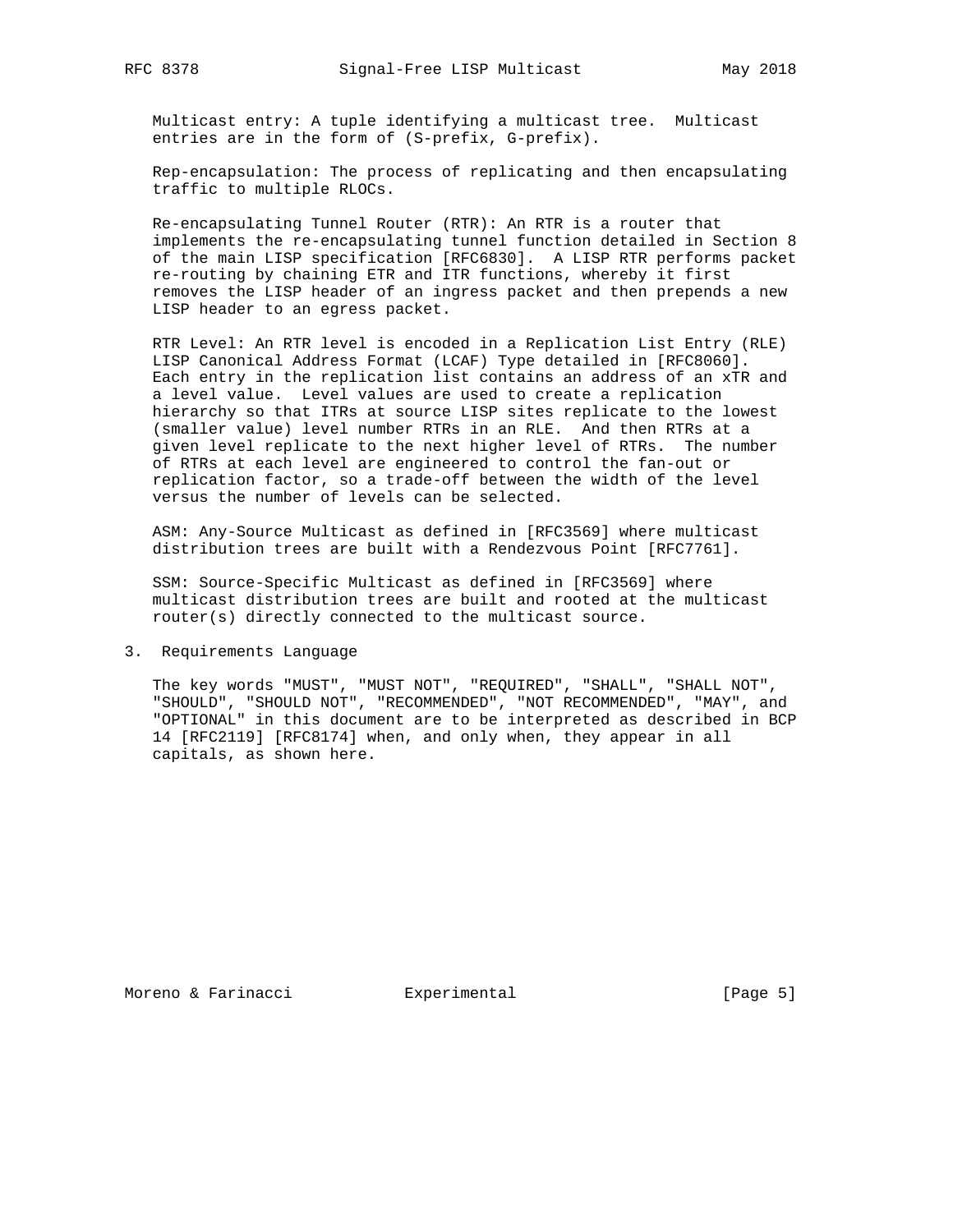Multicast entry: A tuple identifying a multicast tree. Multicast entries are in the form of (S-prefix, G-prefix).

Rep-encapsulation: The process of replicating and then encapsulating traffic to multiple RLOCs.

Re-encapsulating Tunnel Router (RTR): An RTR is a router that implements the re-encapsulating tunnel function detailed in Section 8 of the main LISP specification [RFC6830]. A LISP RTR performs packet re-routing by chaining ETR and ITR functions, whereby it first removes the LISP header of an ingress packet and then prepends a new LISP header to an egress packet.

RTR Level: An RTR level is encoded in a Replication List Entry (RLE) LISP Canonical Address Format (LCAF) Type detailed in [RFC8060]. Each entry in the replication list contains an address of an xTR and a level value. Level values are used to create a replication hierarchy so that ITRs at source LISP sites replicate to the lowest (smaller value) level number RTRs in an RLE. And then RTRs at a given level replicate to the next higher level of RTRs. The number of RTRs at each level are engineered to control the fan-out or replication factor, so a trade-off between the width of the level versus the number of levels can be selected.

ASM: Any-Source Multicast as defined in [RFC3569] where multicast distribution trees are built with a Rendezvous Point [RFC7761].

SSM: Source-Specific Multicast as defined in [RFC3569] where multicast distribution trees are built and rooted at the multicast router(s) directly connected to the multicast source.

## 3. Requirements Language

The key words "MUST", "MUST NOT", "REQUIRED", "SHALL", "SHALL NOT", "SHOULD", "SHOULD NOT", "RECOMMENDED", "NOT RECOMMENDED", "MAY", and "OPTIONAL" in this document are to be interpreted as described in BCP 14 [RFC2119] [RFC8174] when, and only when, they appear in all capitals, as shown here.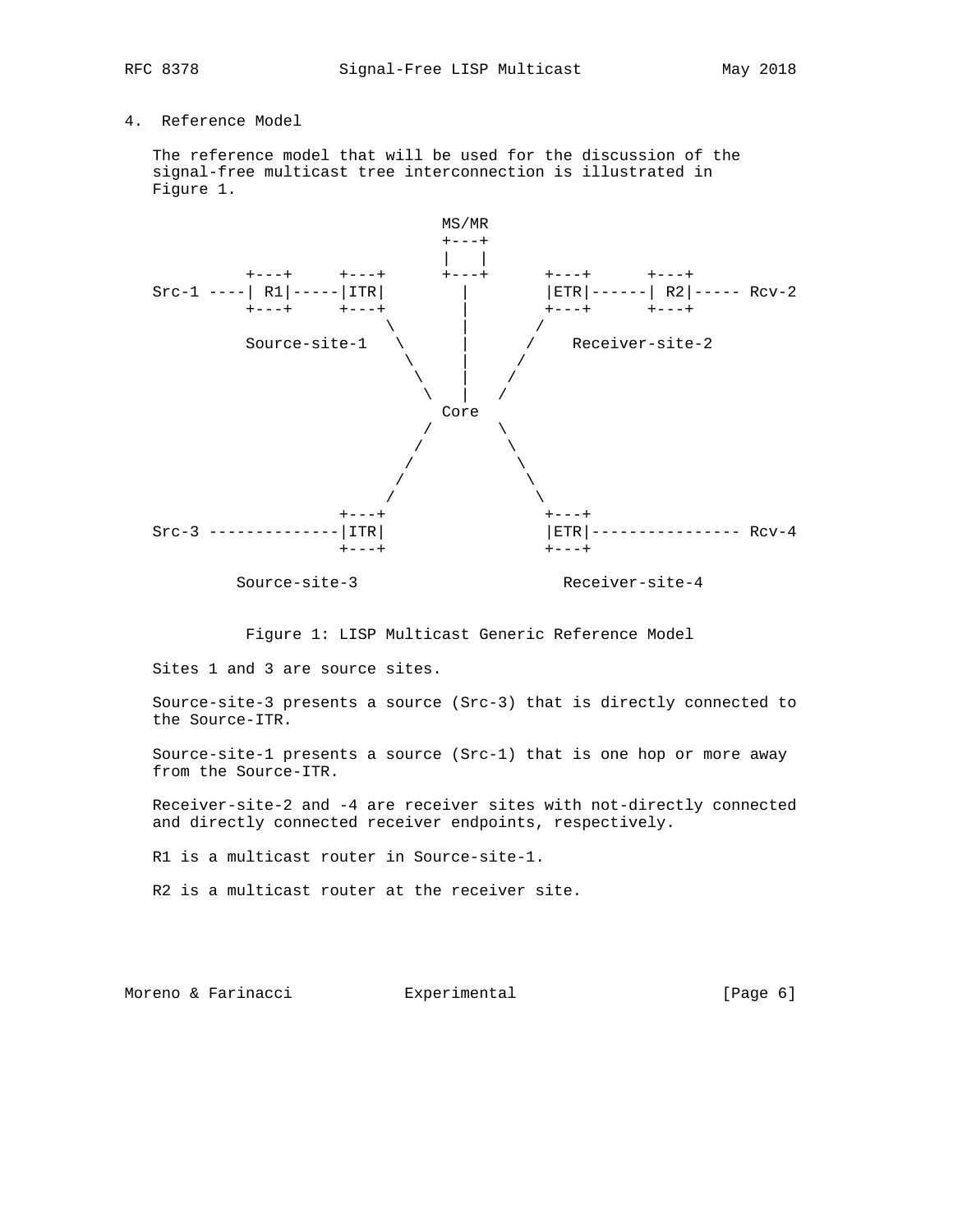## 4. Reference Model

The reference model that will be used for the discussion of the signal-free multicast tree interconnection is illustrated in Figure 1.

```
                               MS/MR
                               +---+
                               |   |
          +---+     +---+      +---+      +---+      +---+
Src-1 ----| R1|-----|ITR|        |        |ETR|------| R2|----- Rcv-2
          +---+     +---+        |        +---+      +---+
                         \       |       /
          Source-site-1   \      |      /    Receiver-site-2
                           \     |     /
                            \    |    /
                             \   |   /
                               Core
                              /     \
                             /       \
                            /         \
                           /           \
                          /             \
                    +---+                 +---+
Src-3 --------------|ITR|                 |ETR|---------------- Rcv-4
                    +---+                 +---+

         Source-site-3                  Receiver-site-4
```

Figure 1: LISP Multicast Generic Reference Model

Sites 1 and 3 are source sites.

Source-site-3 presents a source (Src-3) that is directly connected to the Source-ITR.

Source-site-1 presents a source (Src-1) that is one hop or more away from the Source-ITR.

Receiver-site-2 and -4 are receiver sites with not-directly connected and directly connected receiver endpoints, respectively.

R1 is a multicast router in Source-site-1.

R2 is a multicast router at the receiver site.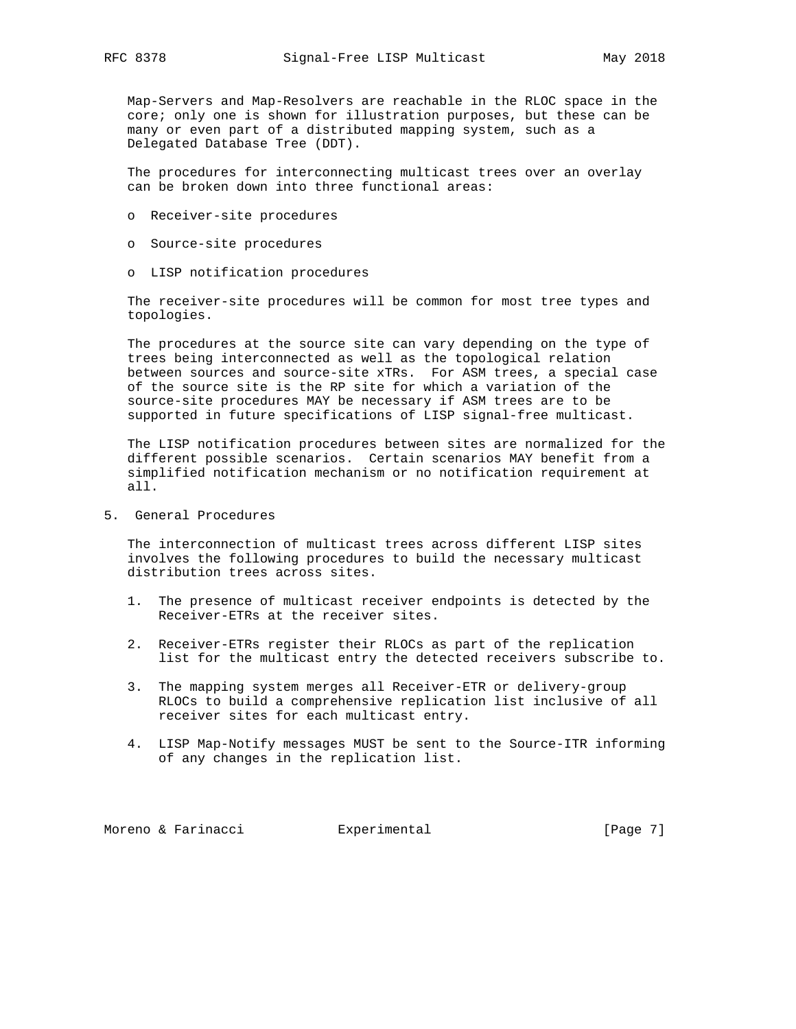Map-Servers and Map-Resolvers are reachable in the RLOC space in the core; only one is shown for illustration purposes, but these can be many or even part of a distributed mapping system, such as a Delegated Database Tree (DDT).

The procedures for interconnecting multicast trees over an overlay can be broken down into three functional areas:

- Receiver-site procedures
- Source-site procedures
- LISP notification procedures

The receiver-site procedures will be common for most tree types and topologies.

The procedures at the source site can vary depending on the type of trees being interconnected as well as the topological relation between sources and source-site xTRs. For ASM trees, a special case of the source site is the RP site for which a variation of the source-site procedures MAY be necessary if ASM trees are to be supported in future specifications of LISP signal-free multicast.

The LISP notification procedures between sites are normalized for the different possible scenarios. Certain scenarios MAY benefit from a simplified notification mechanism or no notification requirement at all.

## 5. General Procedures

The interconnection of multicast trees across different LISP sites involves the following procedures to build the necessary multicast distribution trees across sites.

1. The presence of multicast receiver endpoints is detected by the Receiver-ETRs at the receiver sites.
2. Receiver-ETRs register their RLOCs as part of the replication list for the multicast entry the detected receivers subscribe to.
3. The mapping system merges all Receiver-ETR or delivery-group RLOCs to build a comprehensive replication list inclusive of all receiver sites for each multicast entry.
4. LISP Map-Notify messages MUST be sent to the Source-ITR informing of any changes in the replication list.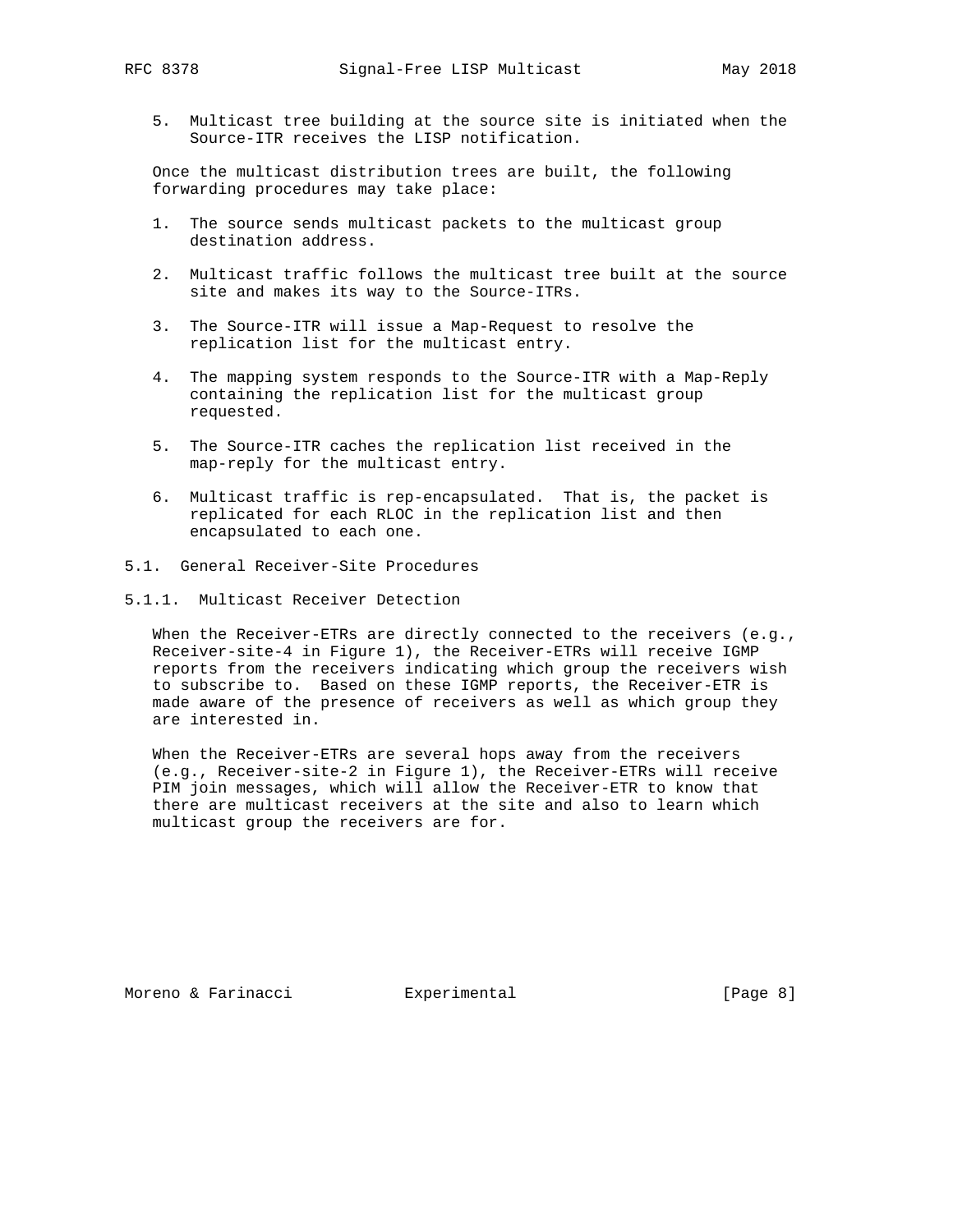5. Multicast tree building at the source site is initiated when the Source-ITR receives the LISP notification.

Once the multicast distribution trees are built, the following forwarding procedures may take place:

1. The source sends multicast packets to the multicast group destination address.

2. Multicast traffic follows the multicast tree built at the source site and makes its way to the Source-ITRs.

3. The Source-ITR will issue a Map-Request to resolve the replication list for the multicast entry.

4. The mapping system responds to the Source-ITR with a Map-Reply containing the replication list for the multicast group requested.

5. The Source-ITR caches the replication list received in the map-reply for the multicast entry.

6. Multicast traffic is rep-encapsulated. That is, the packet is replicated for each RLOC in the replication list and then encapsulated to each one.

## 5.1. General Receiver-Site Procedures

### 5.1.1. Multicast Receiver Detection

When the Receiver-ETRs are directly connected to the receivers (e.g., Receiver-site-4 in Figure 1), the Receiver-ETRs will receive IGMP reports from the receivers indicating which group the receivers wish to subscribe to. Based on these IGMP reports, the Receiver-ETR is made aware of the presence of receivers as well as which group they are interested in.

When the Receiver-ETRs are several hops away from the receivers (e.g., Receiver-site-2 in Figure 1), the Receiver-ETRs will receive PIM join messages, which will allow the Receiver-ETR to know that there are multicast receivers at the site and also to learn which multicast group the receivers are for.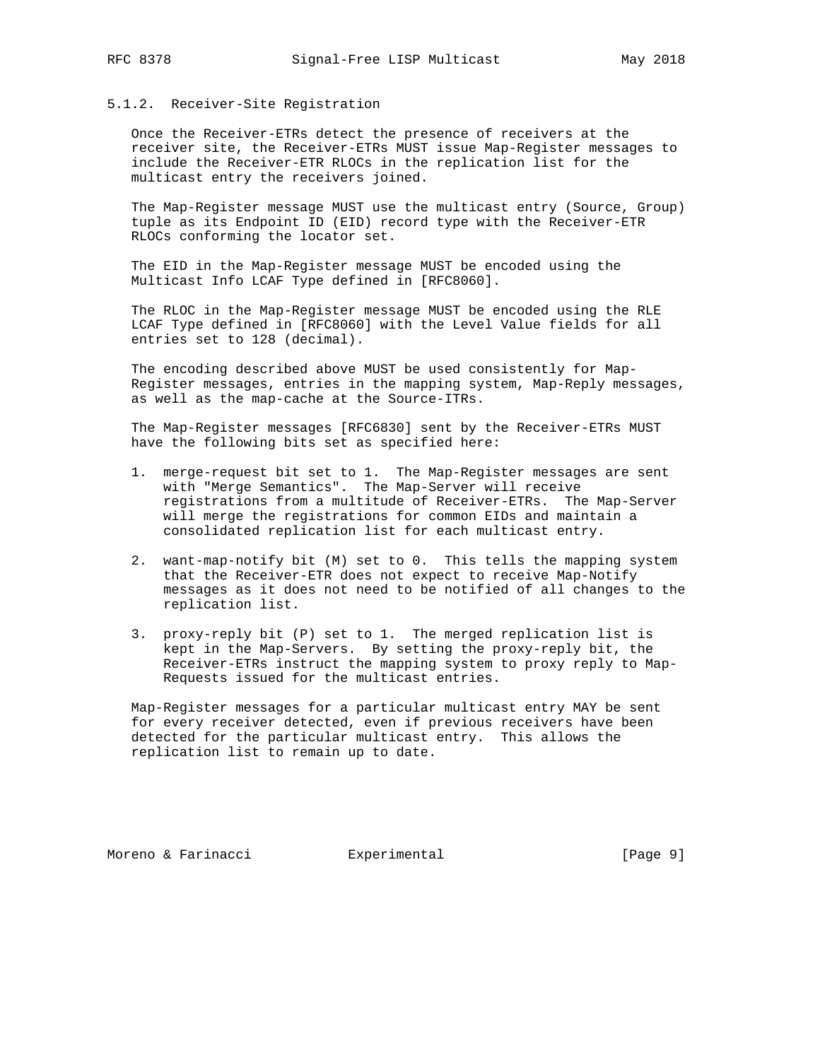### 5.1.2. Receiver-Site Registration

Once the Receiver-ETRs detect the presence of receivers at the receiver site, the Receiver-ETRs MUST issue Map-Register messages to include the Receiver-ETR RLOCs in the replication list for the multicast entry the receivers joined.

The Map-Register message MUST use the multicast entry (Source, Group) tuple as its Endpoint ID (EID) record type with the Receiver-ETR RLOCs conforming the locator set.

The EID in the Map-Register message MUST be encoded using the Multicast Info LCAF Type defined in [RFC8060].

The RLOC in the Map-Register message MUST be encoded using the RLE LCAF Type defined in [RFC8060] with the Level Value fields for all entries set to 128 (decimal).

The encoding described above MUST be used consistently for Map-Register messages, entries in the mapping system, Map-Reply messages, as well as the map-cache at the Source-ITRs.

The Map-Register messages [RFC6830] sent by the Receiver-ETRs MUST have the following bits set as specified here:

1. merge-request bit set to 1. The Map-Register messages are sent with "Merge Semantics". The Map-Server will receive registrations from a multitude of Receiver-ETRs. The Map-Server will merge the registrations for common EIDs and maintain a consolidated replication list for each multicast entry.

2. want-map-notify bit (M) set to 0. This tells the mapping system that the Receiver-ETR does not expect to receive Map-Notify messages as it does not need to be notified of all changes to the replication list.

3. proxy-reply bit (P) set to 1. The merged replication list is kept in the Map-Servers. By setting the proxy-reply bit, the Receiver-ETRs instruct the mapping system to proxy reply to Map-Requests issued for the multicast entries.

Map-Register messages for a particular multicast entry MAY be sent for every receiver detected, even if previous receivers have been detected for the particular multicast entry. This allows the replication list to remain up to date.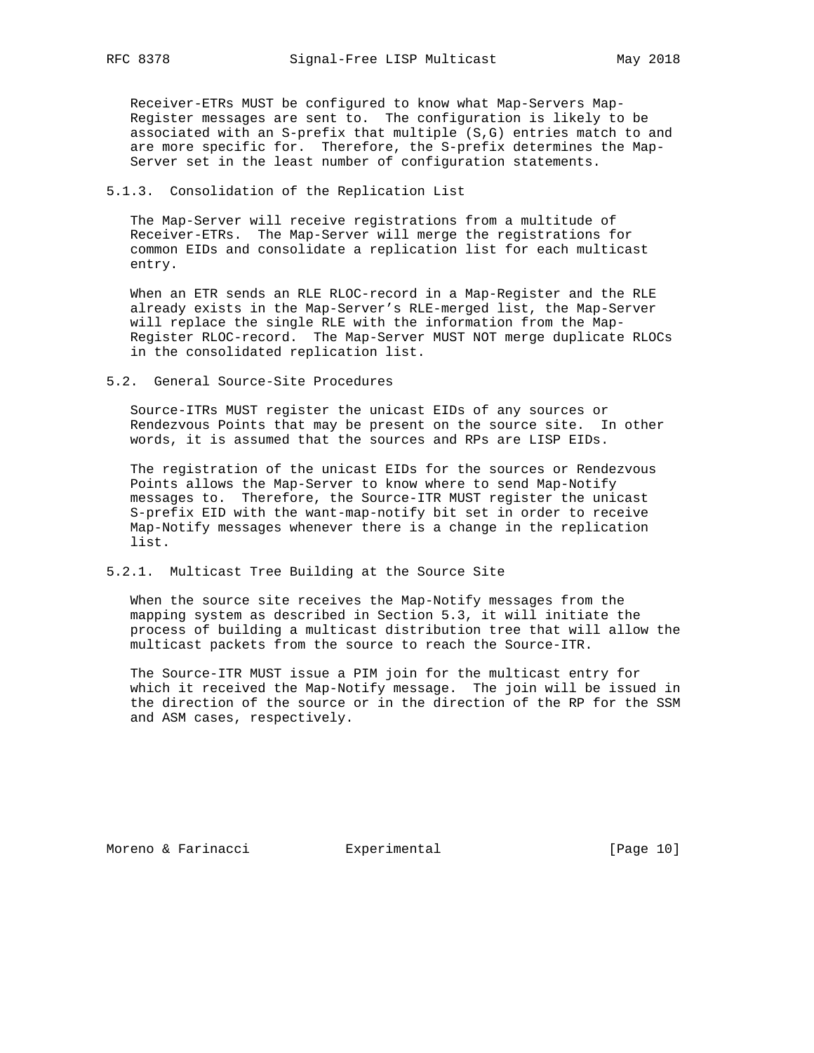Receiver-ETRs MUST be configured to know what Map-Servers Map-Register messages are sent to. The configuration is likely to be associated with an S-prefix that multiple (S,G) entries match to and are more specific for. Therefore, the S-prefix determines the Map-Server set in the least number of configuration statements.

### 5.1.3. Consolidation of the Replication List

The Map-Server will receive registrations from a multitude of Receiver-ETRs. The Map-Server will merge the registrations for common EIDs and consolidate a replication list for each multicast entry.

When an ETR sends an RLE RLOC-record in a Map-Register and the RLE already exists in the Map-Server’s RLE-merged list, the Map-Server will replace the single RLE with the information from the Map-Register RLOC-record. The Map-Server MUST NOT merge duplicate RLOCs in the consolidated replication list.

## 5.2. General Source-Site Procedures

Source-ITRs MUST register the unicast EIDs of any sources or Rendezvous Points that may be present on the source site. In other words, it is assumed that the sources and RPs are LISP EIDs.

The registration of the unicast EIDs for the sources or Rendezvous Points allows the Map-Server to know where to send Map-Notify messages to. Therefore, the Source-ITR MUST register the unicast S-prefix EID with the want-map-notify bit set in order to receive Map-Notify messages whenever there is a change in the replication list.

### 5.2.1. Multicast Tree Building at the Source Site

When the source site receives the Map-Notify messages from the mapping system as described in Section 5.3, it will initiate the process of building a multicast distribution tree that will allow the multicast packets from the source to reach the Source-ITR.

The Source-ITR MUST issue a PIM join for the multicast entry for which it received the Map-Notify message. The join will be issued in the direction of the source or in the direction of the RP for the SSM and ASM cases, respectively.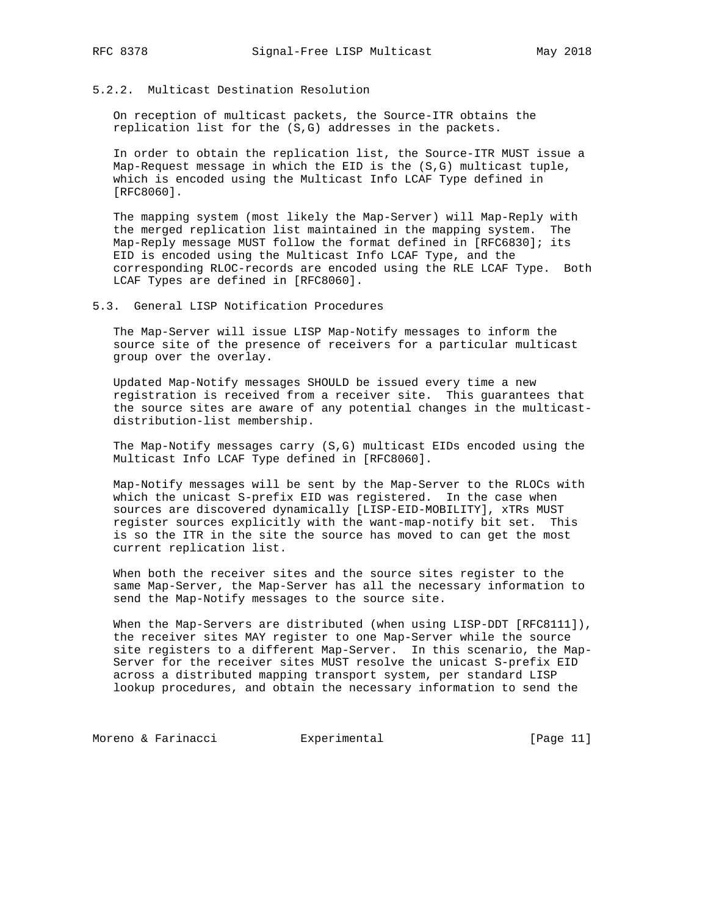### 5.2.2. Multicast Destination Resolution

On reception of multicast packets, the Source-ITR obtains the replication list for the (S,G) addresses in the packets.

In order to obtain the replication list, the Source-ITR MUST issue a Map-Request message in which the EID is the (S,G) multicast tuple, which is encoded using the Multicast Info LCAF Type defined in [RFC8060].

The mapping system (most likely the Map-Server) will Map-Reply with the merged replication list maintained in the mapping system. The Map-Reply message MUST follow the format defined in [RFC6830]; its EID is encoded using the Multicast Info LCAF Type, and the corresponding RLOC-records are encoded using the RLE LCAF Type. Both LCAF Types are defined in [RFC8060].

## 5.3. General LISP Notification Procedures

The Map-Server will issue LISP Map-Notify messages to inform the source site of the presence of receivers for a particular multicast group over the overlay.

Updated Map-Notify messages SHOULD be issued every time a new registration is received from a receiver site. This guarantees that the source sites are aware of any potential changes in the multicast-distribution-list membership.

The Map-Notify messages carry (S,G) multicast EIDs encoded using the Multicast Info LCAF Type defined in [RFC8060].

Map-Notify messages will be sent by the Map-Server to the RLOCs with which the unicast S-prefix EID was registered. In the case when sources are discovered dynamically [LISP-EID-MOBILITY], xTRs MUST register sources explicitly with the want-map-notify bit set. This is so the ITR in the site the source has moved to can get the most current replication list.

When both the receiver sites and the source sites register to the same Map-Server, the Map-Server has all the necessary information to send the Map-Notify messages to the source site.

When the Map-Servers are distributed (when using LISP-DDT [RFC8111]), the receiver sites MAY register to one Map-Server while the source site registers to a different Map-Server. In this scenario, the Map-Server for the receiver sites MUST resolve the unicast S-prefix EID across a distributed mapping transport system, per standard LISP lookup procedures, and obtain the necessary information to send the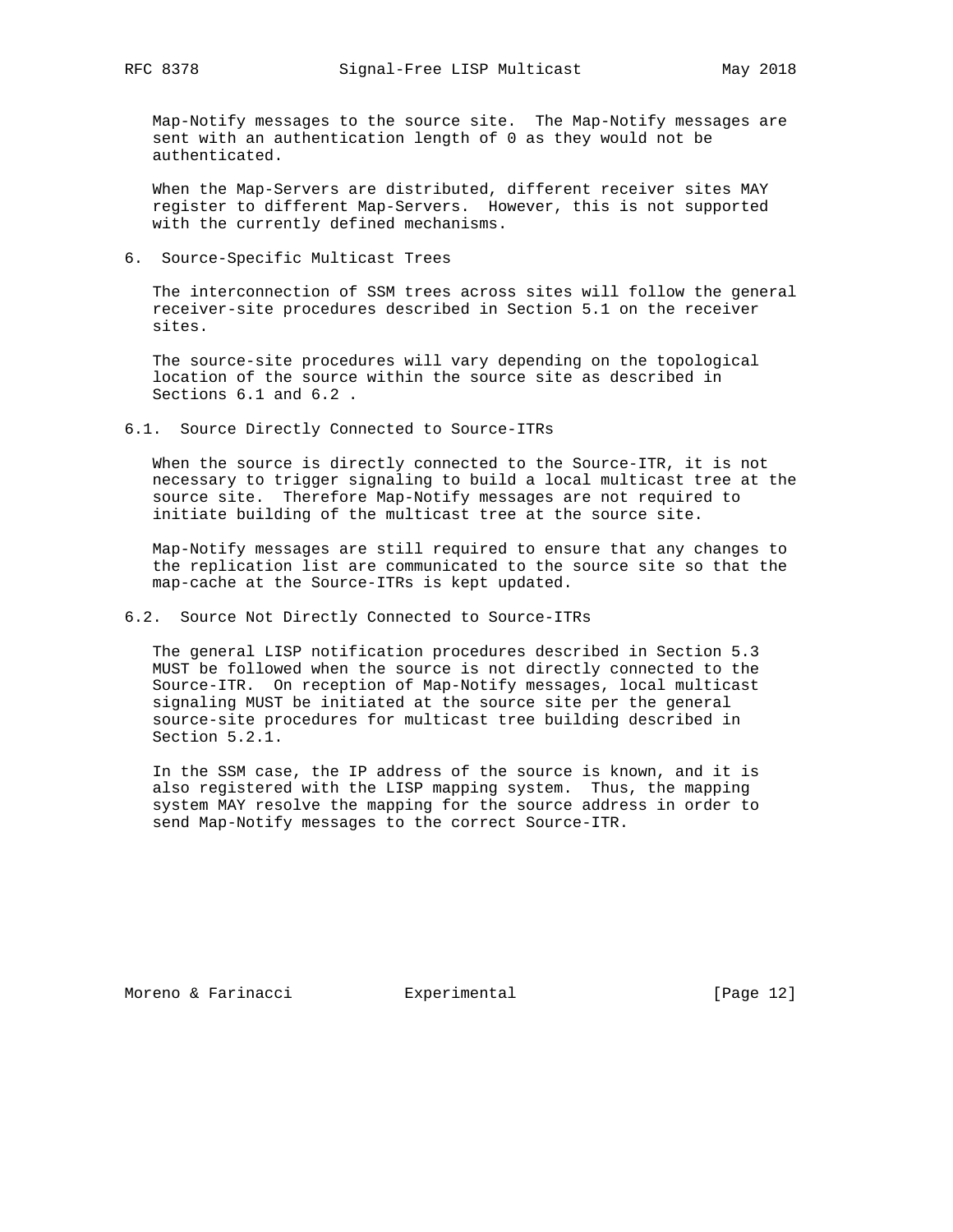Map-Notify messages to the source site. The Map-Notify messages are sent with an authentication length of 0 as they would not be authenticated.

When the Map-Servers are distributed, different receiver sites MAY register to different Map-Servers. However, this is not supported with the currently defined mechanisms.

## 6. Source-Specific Multicast Trees

The interconnection of SSM trees across sites will follow the general receiver-site procedures described in Section 5.1 on the receiver sites.

The source-site procedures will vary depending on the topological location of the source within the source site as described in Sections 6.1 and 6.2 .

### 6.1. Source Directly Connected to Source-ITRs

When the source is directly connected to the Source-ITR, it is not necessary to trigger signaling to build a local multicast tree at the source site. Therefore Map-Notify messages are not required to initiate building of the multicast tree at the source site.

Map-Notify messages are still required to ensure that any changes to the replication list are communicated to the source site so that the map-cache at the Source-ITRs is kept updated.

### 6.2. Source Not Directly Connected to Source-ITRs

The general LISP notification procedures described in Section 5.3 MUST be followed when the source is not directly connected to the Source-ITR. On reception of Map-Notify messages, local multicast signaling MUST be initiated at the source site per the general source-site procedures for multicast tree building described in Section 5.2.1.

In the SSM case, the IP address of the source is known, and it is also registered with the LISP mapping system. Thus, the mapping system MAY resolve the mapping for the source address in order to send Map-Notify messages to the correct Source-ITR.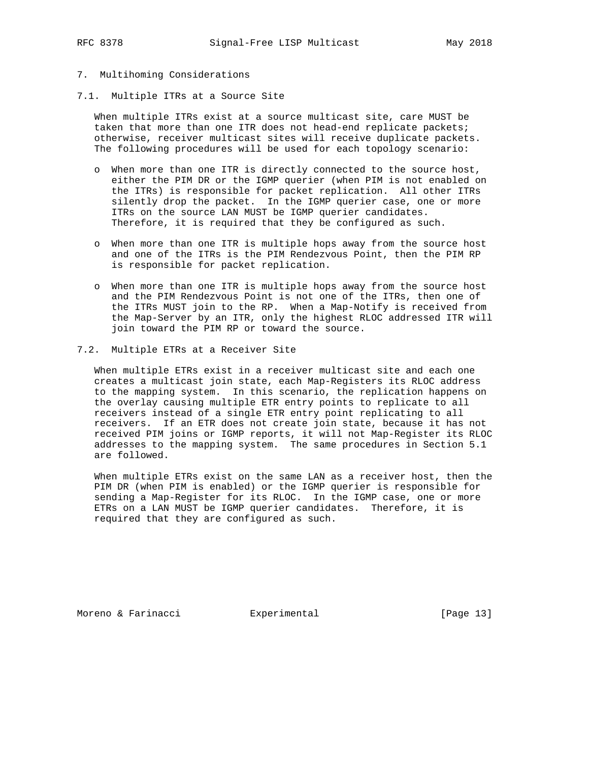## 7. Multihoming Considerations

### 7.1. Multiple ITRs at a Source Site

When multiple ITRs exist at a source multicast site, care MUST be taken that more than one ITR does not head-end replicate packets; otherwise, receiver multicast sites will receive duplicate packets. The following procedures will be used for each topology scenario:

- When more than one ITR is directly connected to the source host, either the PIM DR or the IGMP querier (when PIM is not enabled on the ITRs) is responsible for packet replication. All other ITRs silently drop the packet. In the IGMP querier case, one or more ITRs on the source LAN MUST be IGMP querier candidates. Therefore, it is required that they be configured as such.

- When more than one ITR is multiple hops away from the source host and one of the ITRs is the PIM Rendezvous Point, then the PIM RP is responsible for packet replication.

- When more than one ITR is multiple hops away from the source host and the PIM Rendezvous Point is not one of the ITRs, then one of the ITRs MUST join to the RP. When a Map-Notify is received from the Map-Server by an ITR, only the highest RLOC addressed ITR will join toward the PIM RP or toward the source.

### 7.2. Multiple ETRs at a Receiver Site

When multiple ETRs exist in a receiver multicast site and each one creates a multicast join state, each Map-Registers its RLOC address to the mapping system. In this scenario, the replication happens on the overlay causing multiple ETR entry points to replicate to all receivers instead of a single ETR entry point replicating to all receivers. If an ETR does not create join state, because it has not received PIM joins or IGMP reports, it will not Map-Register its RLOC addresses to the mapping system. The same procedures in Section 5.1 are followed.

When multiple ETRs exist on the same LAN as a receiver host, then the PIM DR (when PIM is enabled) or the IGMP querier is responsible for sending a Map-Register for its RLOC. In the IGMP case, one or more ETRs on a LAN MUST be IGMP querier candidates. Therefore, it is required that they are configured as such.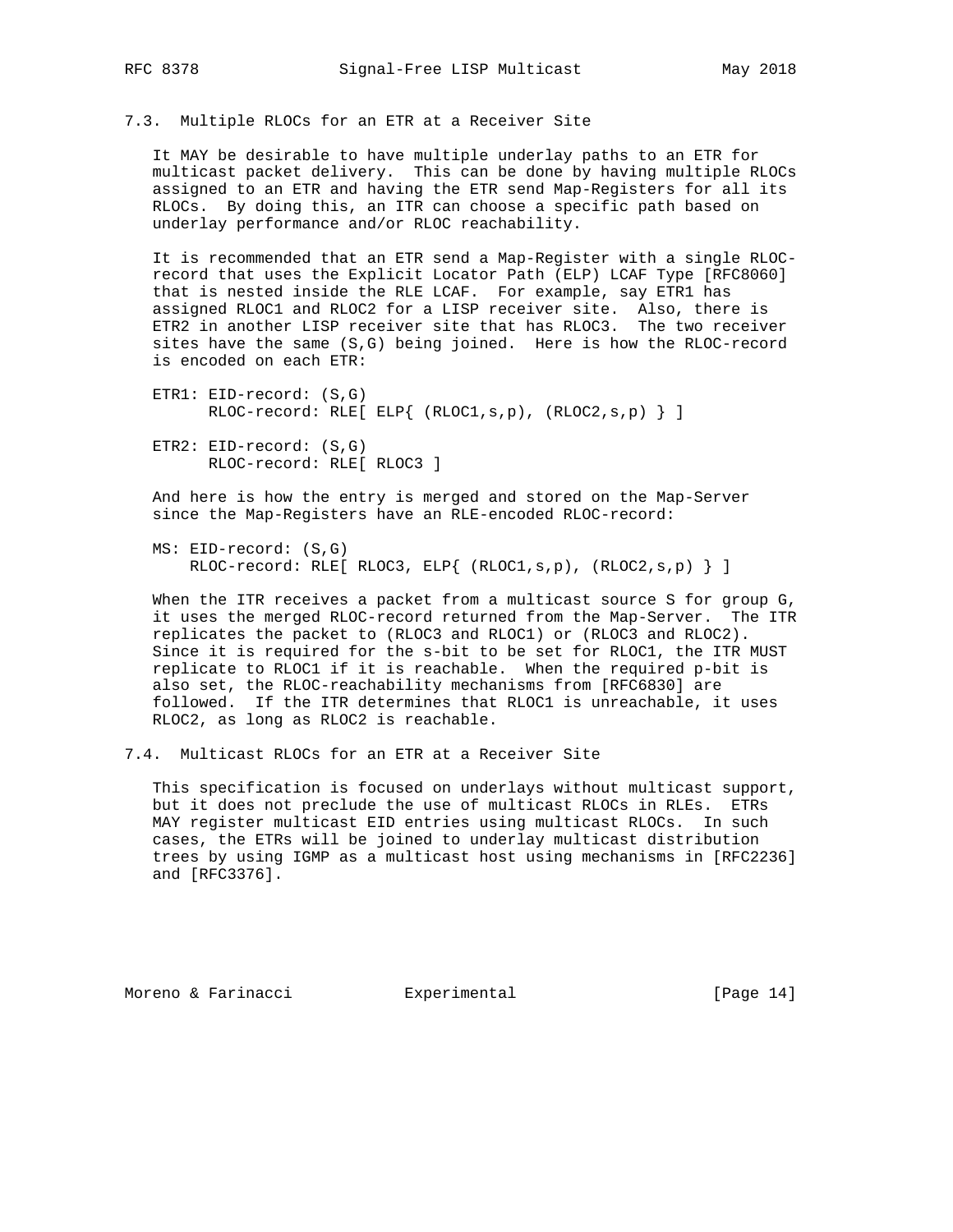### 7.3. Multiple RLOCs for an ETR at a Receiver Site

It MAY be desirable to have multiple underlay paths to an ETR for multicast packet delivery. This can be done by having multiple RLOCs assigned to an ETR and having the ETR send Map-Registers for all its RLOCs. By doing this, an ITR can choose a specific path based on underlay performance and/or RLOC reachability.

It is recommended that an ETR send a Map-Register with a single RLOC-record that uses the Explicit Locator Path (ELP) LCAF Type [RFC8060] that is nested inside the RLE LCAF. For example, say ETR1 has assigned RLOC1 and RLOC2 for a LISP receiver site. Also, there is ETR2 in another LISP receiver site that has RLOC3. The two receiver sites have the same (S,G) being joined. Here is how the RLOC-record is encoded on each ETR:

```
ETR1: EID-record: (S,G)
      RLOC-record: RLE[ ELP{ (RLOC1,s,p), (RLOC2,s,p) } ]

ETR2: EID-record: (S,G)
      RLOC-record: RLE[ RLOC3 ]
```

And here is how the entry is merged and stored on the Map-Server since the Map-Registers have an RLE-encoded RLOC-record:

```
MS: EID-record: (S,G)
    RLOC-record: RLE[ RLOC3, ELP{ (RLOC1,s,p), (RLOC2,s,p) } ]
```

When the ITR receives a packet from a multicast source S for group G, it uses the merged RLOC-record returned from the Map-Server. The ITR replicates the packet to (RLOC3 and RLOC1) or (RLOC3 and RLOC2). Since it is required for the s-bit to be set for RLOC1, the ITR MUST replicate to RLOC1 if it is reachable. When the required p-bit is also set, the RLOC-reachability mechanisms from [RFC6830] are followed. If the ITR determines that RLOC1 is unreachable, it uses RLOC2, as long as RLOC2 is reachable.

### 7.4. Multicast RLOCs for an ETR at a Receiver Site

This specification is focused on underlays without multicast support, but it does not preclude the use of multicast RLOCs in RLEs. ETRs MAY register multicast EID entries using multicast RLOCs. In such cases, the ETRs will be joined to underlay multicast distribution trees by using IGMP as a multicast host using mechanisms in [RFC2236] and [RFC3376].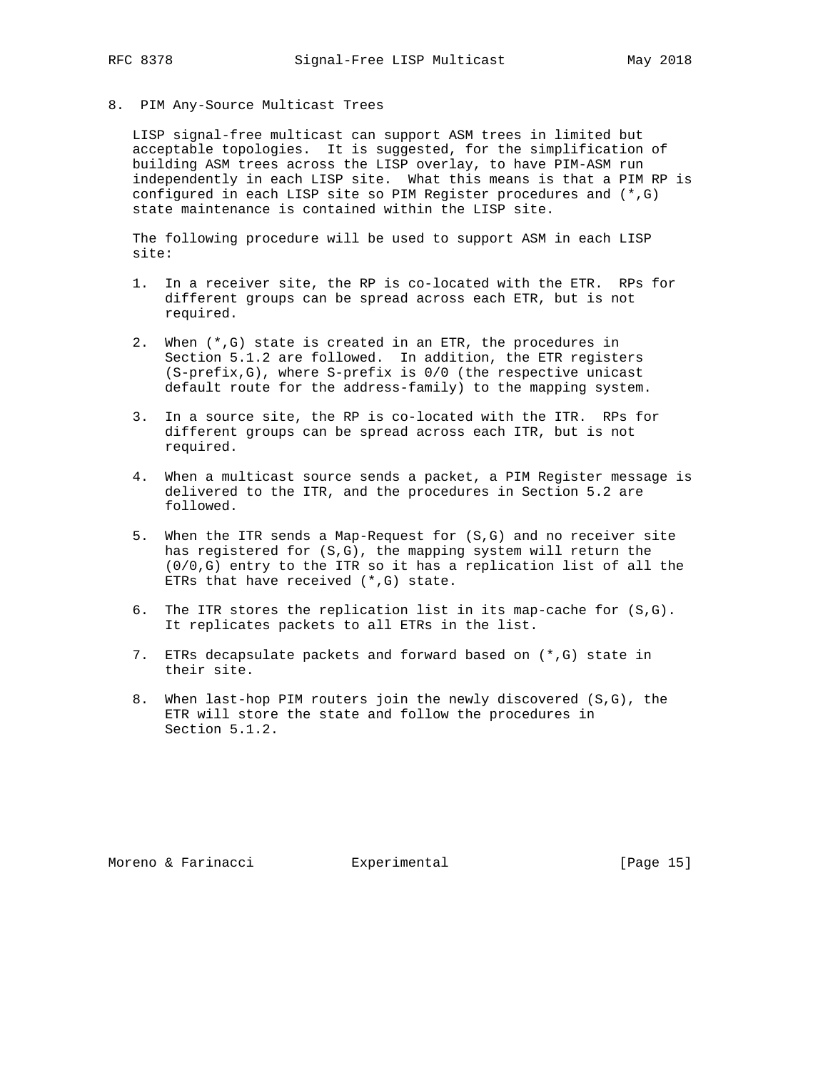## 8. PIM Any-Source Multicast Trees

LISP signal-free multicast can support ASM trees in limited but acceptable topologies. It is suggested, for the simplification of building ASM trees across the LISP overlay, to have PIM-ASM run independently in each LISP site. What this means is that a PIM RP is configured in each LISP site so PIM Register procedures and (*,G) state maintenance is contained within the LISP site.

The following procedure will be used to support ASM in each LISP site:

1. In a receiver site, the RP is co-located with the ETR. RPs for different groups can be spread across each ETR, but is not required.

2. When (*,G) state is created in an ETR, the procedures in Section 5.1.2 are followed. In addition, the ETR registers (S-prefix,G), where S-prefix is 0/0 (the respective unicast default route for the address-family) to the mapping system.

3. In a source site, the RP is co-located with the ITR. RPs for different groups can be spread across each ITR, but is not required.

4. When a multicast source sends a packet, a PIM Register message is delivered to the ITR, and the procedures in Section 5.2 are followed.

5. When the ITR sends a Map-Request for (S,G) and no receiver site has registered for (S,G), the mapping system will return the (0/0,G) entry to the ITR so it has a replication list of all the ETRs that have received (*,G) state.

6. The ITR stores the replication list in its map-cache for (S,G). It replicates packets to all ETRs in the list.

7. ETRs decapsulate packets and forward based on (*,G) state in their site.

8. When last-hop PIM routers join the newly discovered (S,G), the ETR will store the state and follow the procedures in Section 5.1.2.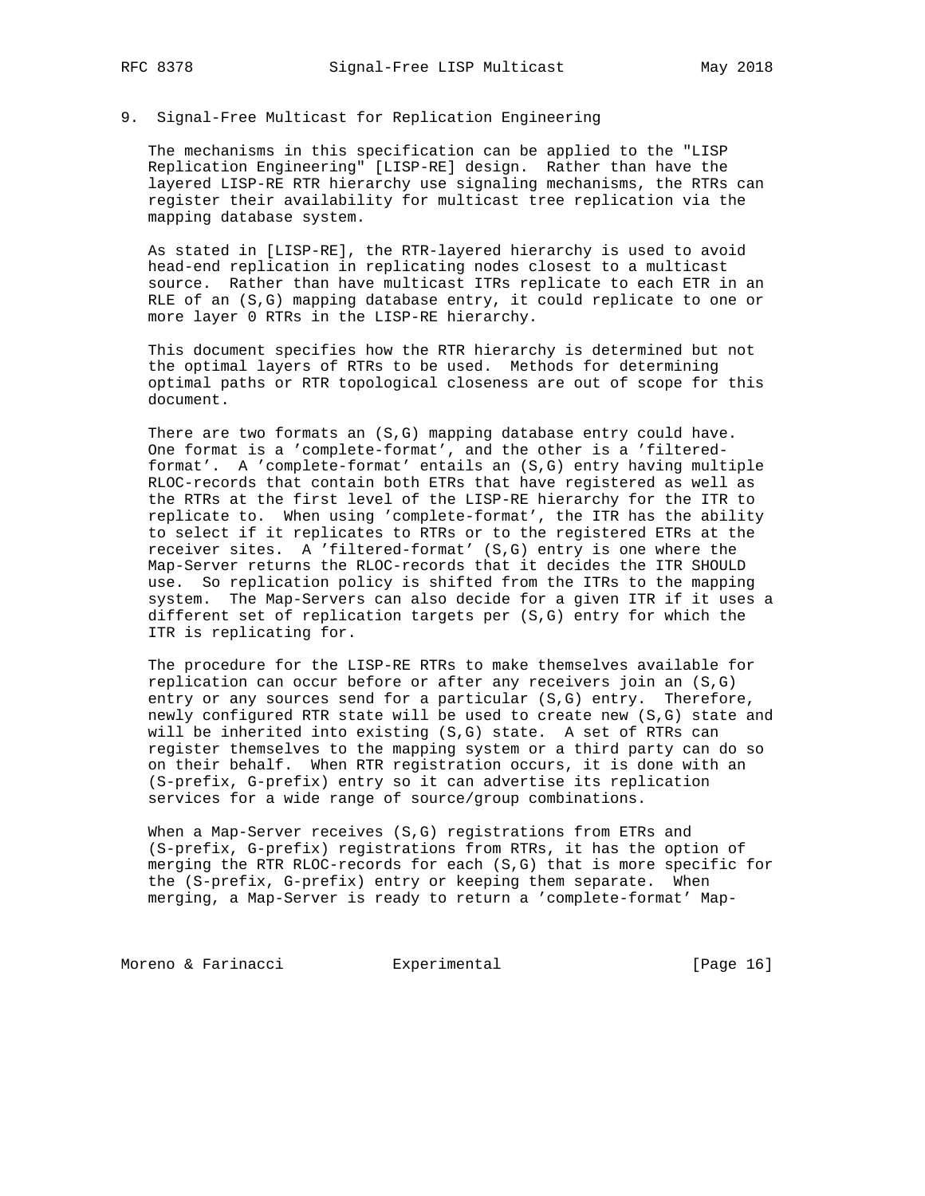## 9. Signal-Free Multicast for Replication Engineering

The mechanisms in this specification can be applied to the "LISP Replication Engineering" [LISP-RE] design. Rather than have the layered LISP-RE RTR hierarchy use signaling mechanisms, the RTRs can register their availability for multicast tree replication via the mapping database system.

As stated in [LISP-RE], the RTR-layered hierarchy is used to avoid head-end replication in replicating nodes closest to a multicast source. Rather than have multicast ITRs replicate to each ETR in an RLE of an (S,G) mapping database entry, it could replicate to one or more layer 0 RTRs in the LISP-RE hierarchy.

This document specifies how the RTR hierarchy is determined but not the optimal layers of RTRs to be used. Methods for determining optimal paths or RTR topological closeness are out of scope for this document.

There are two formats an (S,G) mapping database entry could have. One format is a 'complete-format', and the other is a 'filtered-format'. A 'complete-format' entails an (S,G) entry having multiple RLOC-records that contain both ETRs that have registered as well as the RTRs at the first level of the LISP-RE hierarchy for the ITR to replicate to. When using 'complete-format', the ITR has the ability to select if it replicates to RTRs or to the registered ETRs at the receiver sites. A 'filtered-format' (S,G) entry is one where the Map-Server returns the RLOC-records that it decides the ITR SHOULD use. So replication policy is shifted from the ITRs to the mapping system. The Map-Servers can also decide for a given ITR if it uses a different set of replication targets per (S,G) entry for which the ITR is replicating for.

The procedure for the LISP-RE RTRs to make themselves available for replication can occur before or after any receivers join an (S,G) entry or any sources send for a particular (S,G) entry. Therefore, newly configured RTR state will be used to create new (S,G) state and will be inherited into existing (S,G) state. A set of RTRs can register themselves to the mapping system or a third party can do so on their behalf. When RTR registration occurs, it is done with an (S-prefix, G-prefix) entry so it can advertise its replication services for a wide range of source/group combinations.

When a Map-Server receives (S,G) registrations from ETRs and (S-prefix, G-prefix) registrations from RTRs, it has the option of merging the RTR RLOC-records for each (S,G) that is more specific for the (S-prefix, G-prefix) entry or keeping them separate. When merging, a Map-Server is ready to return a 'complete-format' Map-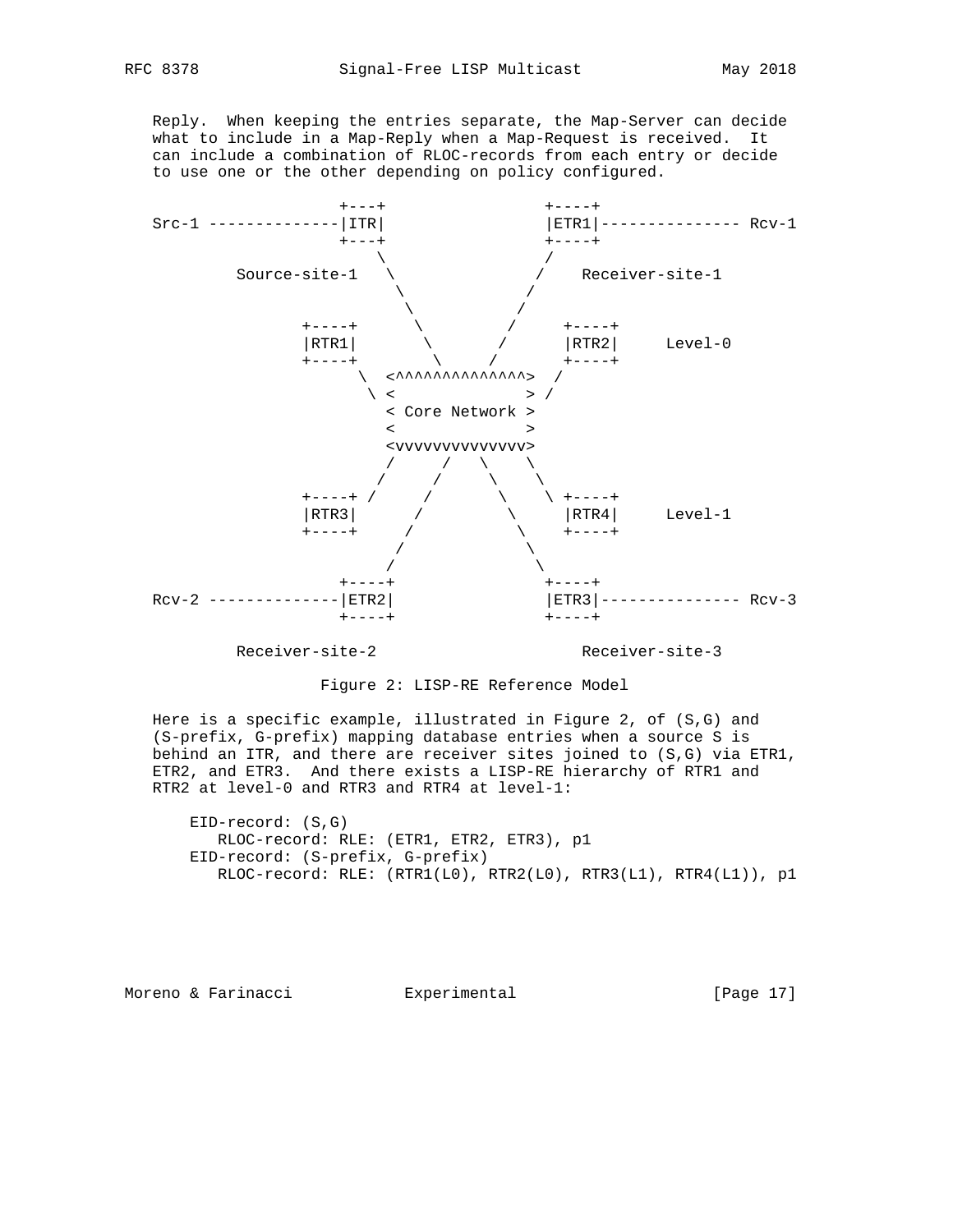Reply. When keeping the entries separate, the Map-Server can decide what to include in a Map-Reply when a Map-Request is received. It can include a combination of RLOC-records from each entry or decide to use one or the other depending on policy configured.

```
                 +---+                +----+
Src-1 -----------|ITR|                |ETR1|--------------- Rcv-1
                 +---+                +----+
                    \                 /
         Source-site-1  \             /    Receiver-site-1
                        \           /
                         \         /
              +----+      \       /     +----+
              |RTR1|       \     /      |RTR2|     Level-0
              +----+        \   /       +----+
                   \  <^^^^^^^^^^^^^^>  /
                    \ <              > /
                      < Core Network >
                      <              >
                      <vvvvvvvvvvvvvv>
                        /    /  \    \
                       /    /    \    \
              +----+ /     /      \    \ +----+
              |RTR3|      /        \     |RTR4|     Level-1
              +----+     /          \    +----+
                        /            \
                       /              \
                 +----+                +----+
Rcv-2 -----------|ETR2|                |ETR3|--------------- Rcv-3
                 +----+                +----+

         Receiver-site-2                   Receiver-site-3
```

Figure 2: LISP-RE Reference Model

Here is a specific example, illustrated in Figure 2, of (S,G) and (S-prefix, G-prefix) mapping database entries when a source S is behind an ITR, and there are receiver sites joined to (S,G) via ETR1, ETR2, and ETR3. And there exists a LISP-RE hierarchy of RTR1 and RTR2 at level-0 and RTR3 and RTR4 at level-1:

```
    EID-record: (S,G)
       RLOC-record: RLE: (ETR1, ETR2, ETR3), p1
    EID-record: (S-prefix, G-prefix)
       RLOC-record: RLE: (RTR1(L0), RTR2(L0), RTR3(L1), RTR4(L1)), p1
```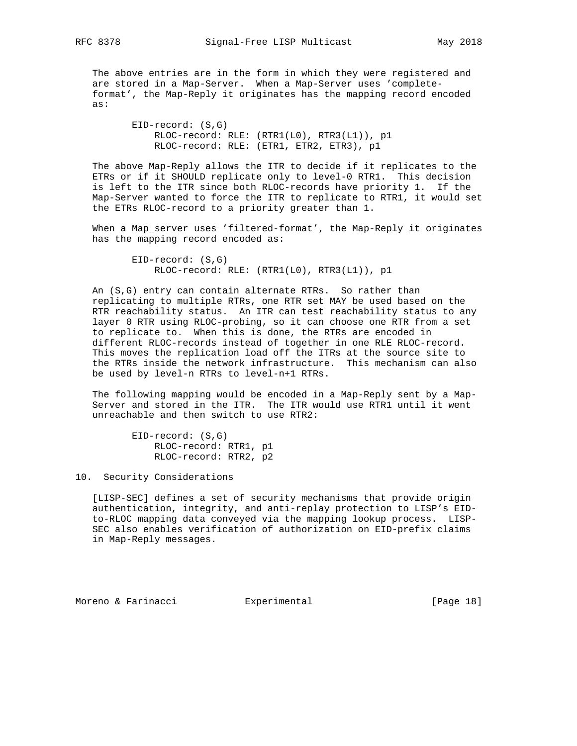The above entries are in the form in which they were registered and are stored in a Map-Server. When a Map-Server uses 'complete-format', the Map-Reply it originates has the mapping record encoded as:

```
EID-record: (S,G)
    RLOC-record: RLE: (RTR1(L0), RTR3(L1)), p1
    RLOC-record: RLE: (ETR1, ETR2, ETR3), p1
```

The above Map-Reply allows the ITR to decide if it replicates to the ETRs or if it SHOULD replicate only to level-0 RTR1. This decision is left to the ITR since both RLOC-records have priority 1. If the Map-Server wanted to force the ITR to replicate to RTR1, it would set the ETRs RLOC-record to a priority greater than 1.

When a Map_server uses 'filtered-format', the Map-Reply it originates has the mapping record encoded as:

```
EID-record: (S,G)
    RLOC-record: RLE: (RTR1(L0), RTR3(L1)), p1
```

An (S,G) entry can contain alternate RTRs. So rather than replicating to multiple RTRs, one RTR set MAY be used based on the RTR reachability status. An ITR can test reachability status to any layer 0 RTR using RLOC-probing, so it can choose one RTR from a set to replicate to. When this is done, the RTRs are encoded in different RLOC-records instead of together in one RLE RLOC-record. This moves the replication load off the ITRs at the source site to the RTRs inside the network infrastructure. This mechanism can also be used by level-n RTRs to level-n+1 RTRs.

The following mapping would be encoded in a Map-Reply sent by a Map-Server and stored in the ITR. The ITR would use RTR1 until it went unreachable and then switch to use RTR2:

```
EID-record: (S,G)
    RLOC-record: RTR1, p1
    RLOC-record: RTR2, p2
```

## 10. Security Considerations

[LISP-SEC] defines a set of security mechanisms that provide origin authentication, integrity, and anti-replay protection to LISP's EID-to-RLOC mapping data conveyed via the mapping lookup process. LISP-SEC also enables verification of authorization on EID-prefix claims in Map-Reply messages.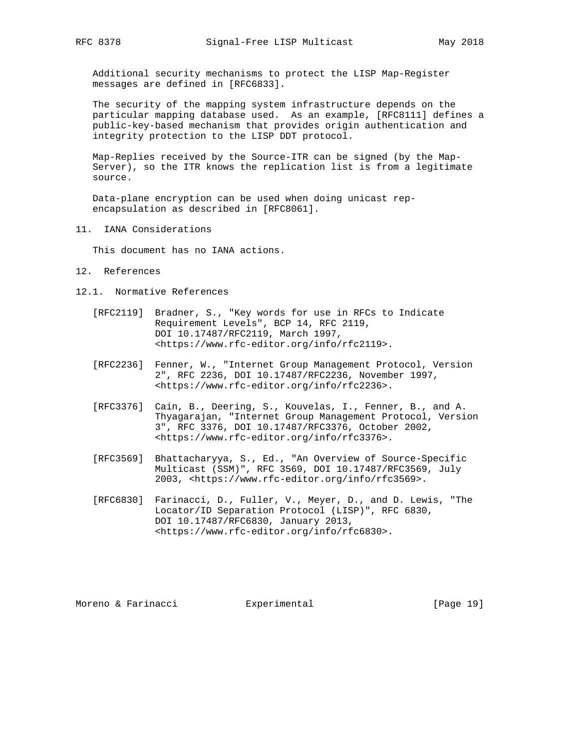Additional security mechanisms to protect the LISP Map-Register messages are defined in [RFC6833].

The security of the mapping system infrastructure depends on the particular mapping database used. As an example, [RFC8111] defines a public-key-based mechanism that provides origin authentication and integrity protection to the LISP DDT protocol.

Map-Replies received by the Source-ITR can be signed (by the Map-Server), so the ITR knows the replication list is from a legitimate source.

Data-plane encryption can be used when doing unicast rep-encapsulation as described in [RFC8061].

## 11. IANA Considerations

This document has no IANA actions.

## 12. References

### 12.1. Normative References

[RFC2119] Bradner, S., "Key words for use in RFCs to Indicate Requirement Levels", BCP 14, RFC 2119, DOI 10.17487/RFC2119, March 1997, <https://www.rfc-editor.org/info/rfc2119>.

[RFC2236] Fenner, W., "Internet Group Management Protocol, Version 2", RFC 2236, DOI 10.17487/RFC2236, November 1997, <https://www.rfc-editor.org/info/rfc2236>.

[RFC3376] Cain, B., Deering, S., Kouvelas, I., Fenner, B., and A. Thyagarajan, "Internet Group Management Protocol, Version 3", RFC 3376, DOI 10.17487/RFC3376, October 2002, <https://www.rfc-editor.org/info/rfc3376>.

[RFC3569] Bhattacharyya, S., Ed., "An Overview of Source-Specific Multicast (SSM)", RFC 3569, DOI 10.17487/RFC3569, July 2003, <https://www.rfc-editor.org/info/rfc3569>.

[RFC6830] Farinacci, D., Fuller, V., Meyer, D., and D. Lewis, "The Locator/ID Separation Protocol (LISP)", RFC 6830, DOI 10.17487/RFC6830, January 2013, <https://www.rfc-editor.org/info/rfc6830>.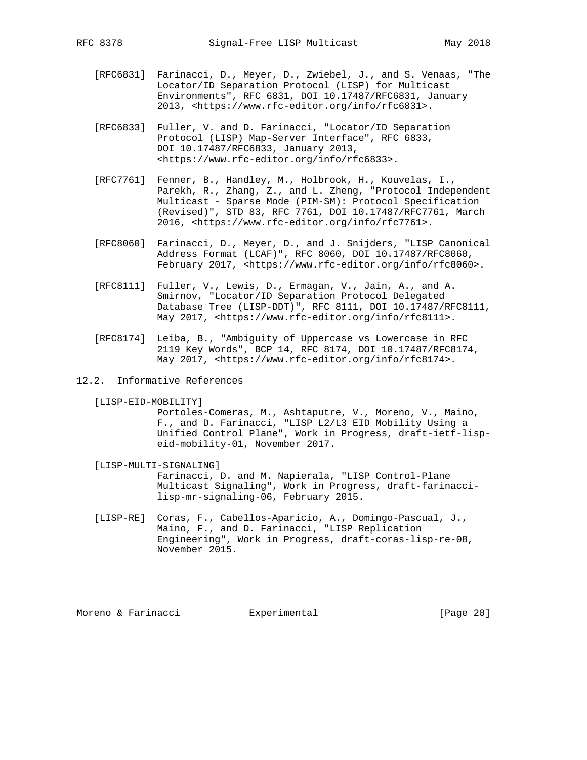[RFC6831] Farinacci, D., Meyer, D., Zwiebel, J., and S. Venaas, "The Locator/ID Separation Protocol (LISP) for Multicast Environments", RFC 6831, DOI 10.17487/RFC6831, January 2013, <https://www.rfc-editor.org/info/rfc6831>.

[RFC6833] Fuller, V. and D. Farinacci, "Locator/ID Separation Protocol (LISP) Map-Server Interface", RFC 6833, DOI 10.17487/RFC6833, January 2013, <https://www.rfc-editor.org/info/rfc6833>.

[RFC7761] Fenner, B., Handley, M., Holbrook, H., Kouvelas, I., Parekh, R., Zhang, Z., and L. Zheng, "Protocol Independent Multicast - Sparse Mode (PIM-SM): Protocol Specification (Revised)", STD 83, RFC 7761, DOI 10.17487/RFC7761, March 2016, <https://www.rfc-editor.org/info/rfc7761>.

[RFC8060] Farinacci, D., Meyer, D., and J. Snijders, "LISP Canonical Address Format (LCAF)", RFC 8060, DOI 10.17487/RFC8060, February 2017, <https://www.rfc-editor.org/info/rfc8060>.

[RFC8111] Fuller, V., Lewis, D., Ermagan, V., Jain, A., and A. Smirnov, "Locator/ID Separation Protocol Delegated Database Tree (LISP-DDT)", RFC 8111, DOI 10.17487/RFC8111, May 2017, <https://www.rfc-editor.org/info/rfc8111>.

[RFC8174] Leiba, B., "Ambiguity of Uppercase vs Lowercase in RFC 2119 Key Words", BCP 14, RFC 8174, DOI 10.17487/RFC8174, May 2017, <https://www.rfc-editor.org/info/rfc8174>.

## 12.2. Informative References

[LISP-EID-MOBILITY]
Portoles-Comeras, M., Ashtaputre, V., Moreno, V., Maino, F., and D. Farinacci, "LISP L2/L3 EID Mobility Using a Unified Control Plane", Work in Progress, draft-ietf-lisp-eid-mobility-01, November 2017.

[LISP-MULTI-SIGNALING]
Farinacci, D. and M. Napierala, "LISP Control-Plane Multicast Signaling", Work in Progress, draft-farinacci-lisp-mr-signaling-06, February 2015.

[LISP-RE] Coras, F., Cabellos-Aparicio, A., Domingo-Pascual, J., Maino, F., and D. Farinacci, "LISP Replication Engineering", Work in Progress, draft-coras-lisp-re-08, November 2015.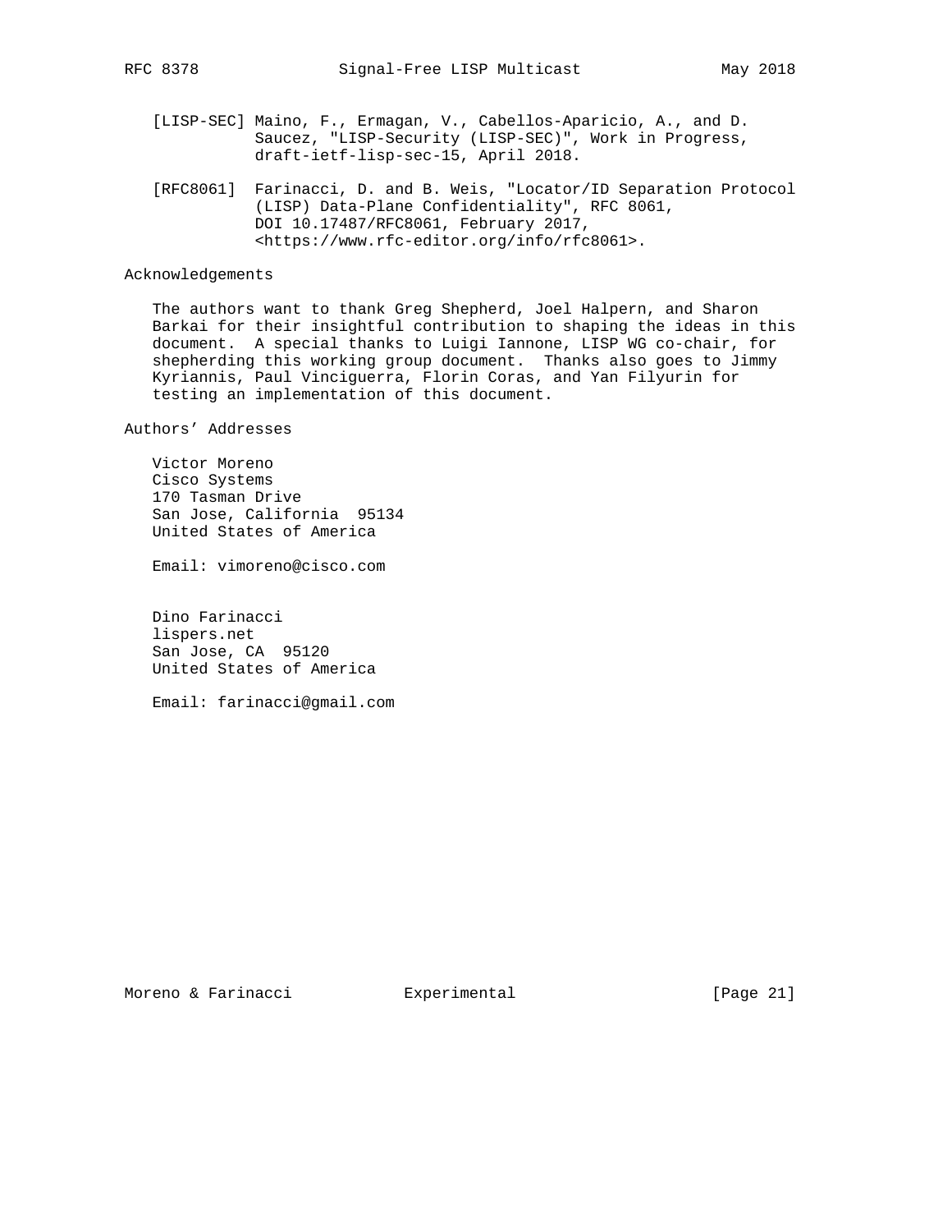[LISP-SEC] Maino, F., Ermagan, V., Cabellos-Aparicio, A., and D. Saucez, "LISP-Security (LISP-SEC)", Work in Progress, draft-ietf-lisp-sec-15, April 2018.

[RFC8061] Farinacci, D. and B. Weis, "Locator/ID Separation Protocol (LISP) Data-Plane Confidentiality", RFC 8061, DOI 10.17487/RFC8061, February 2017, <https://www.rfc-editor.org/info/rfc8061>.

## Acknowledgements

The authors want to thank Greg Shepherd, Joel Halpern, and Sharon Barkai for their insightful contribution to shaping the ideas in this document. A special thanks to Luigi Iannone, LISP WG co-chair, for shepherding this working group document. Thanks also goes to Jimmy Kyriannis, Paul Vinciguerra, Florin Coras, and Yan Filyurin for testing an implementation of this document.

## Authors' Addresses

Victor Moreno
Cisco Systems
170 Tasman Drive
San Jose, California 95134
United States of America

Email: vimoreno@cisco.com

Dino Farinacci
lispers.net
San Jose, CA 95120
United States of America

Email: farinacci@gmail.com